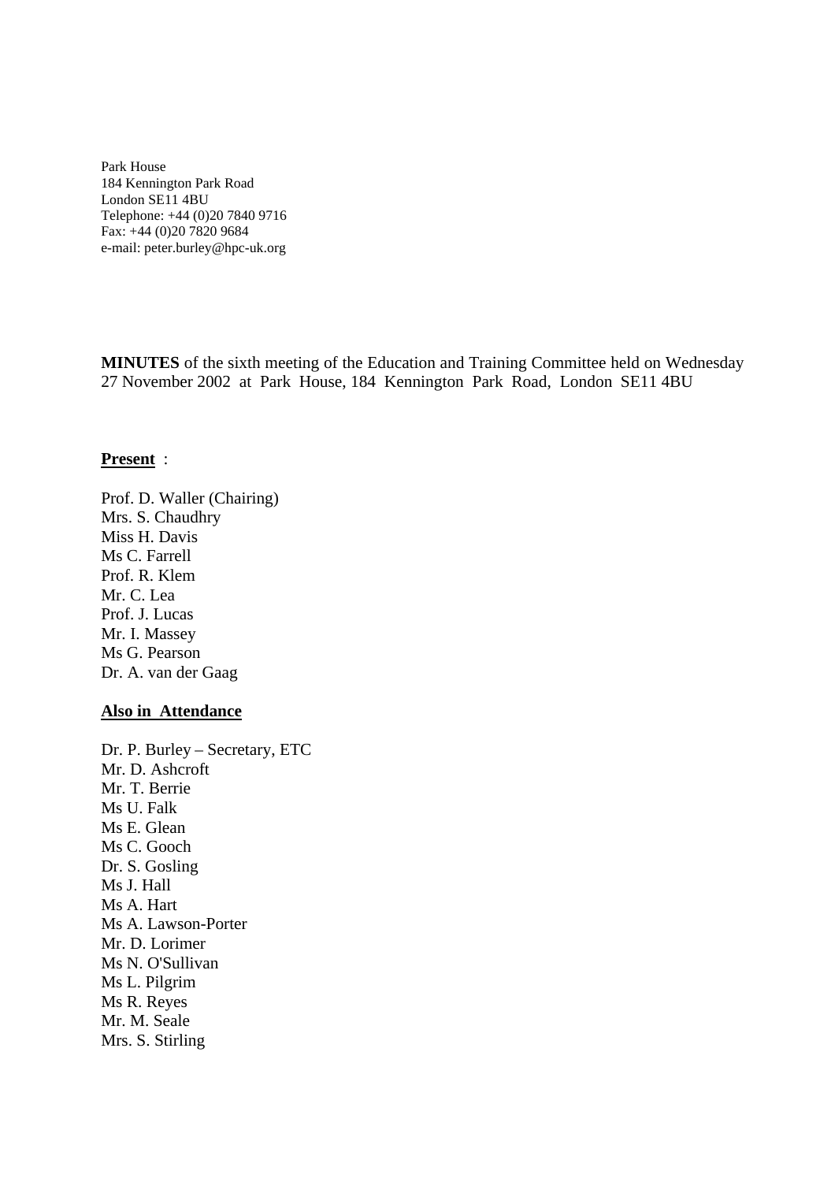Park House
184 Kennington Park Road
London SE11 4BU
Telephone: +44 (0)20 7840 9716
Fax: +44 (0)20 7820 9684
e-mail: peter.burley@hpc-uk.org

**MINUTES** of the sixth meeting of the Education and Training Committee held on Wednesday 27 November 2002 at Park House, 184 Kennington Park Road, London SE11 4BU

**Present** :

Prof. D. Waller (Chairing)
Mrs. S. Chaudhry
Miss H. Davis
Ms C. Farrell
Prof. R. Klem
Mr. C. Lea
Prof. J. Lucas
Mr. I. Massey
Ms G. Pearson
Dr. A. van der Gaag

**Also in Attendance**

Dr. P. Burley – Secretary, ETC
Mr. D. Ashcroft
Mr. T. Berrie
Ms U. Falk
Ms E. Glean
Ms C. Gooch
Dr. S. Gosling
Ms J. Hall
Ms A. Hart
Ms A. Lawson-Porter
Mr. D. Lorimer
Ms N. O'Sullivan
Ms L. Pilgrim
Ms R. Reyes
Mr. M. Seale
Mrs. S. Stirling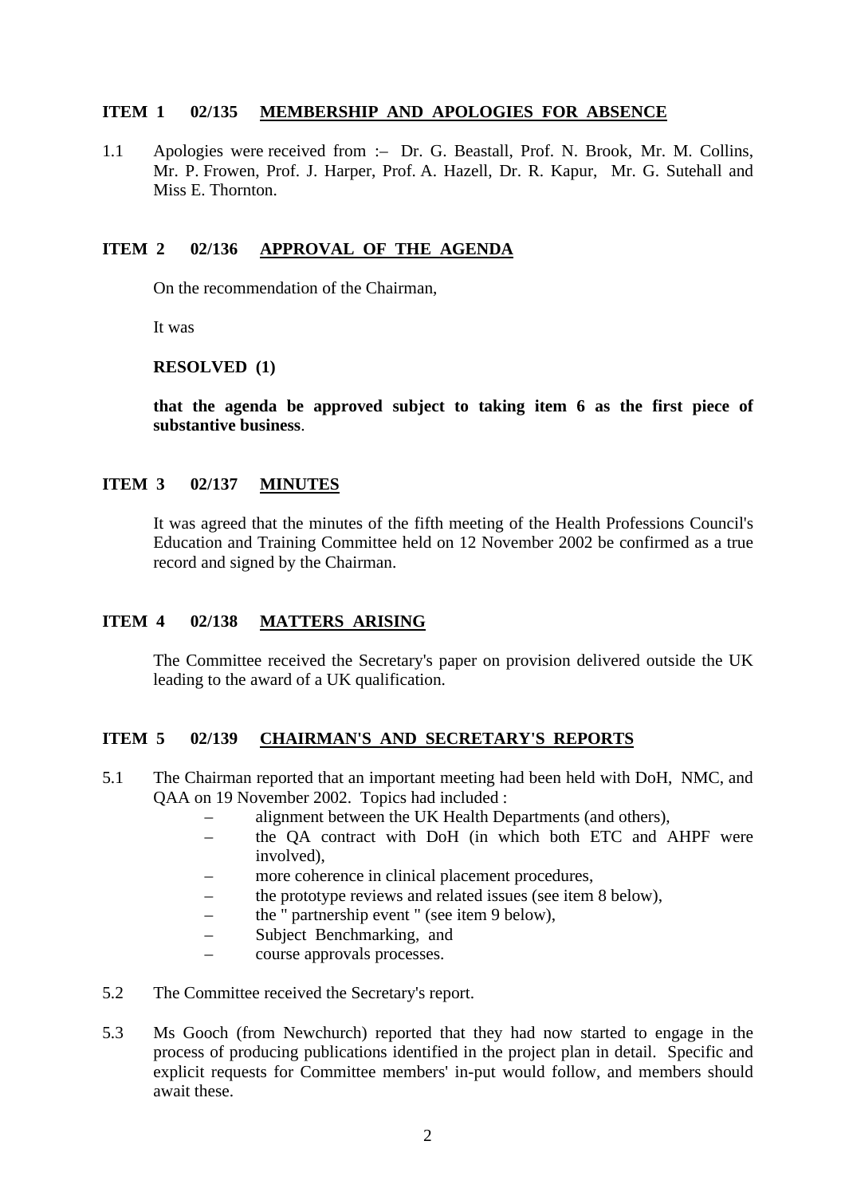## ITEM 1 02/135 MEMBERSHIP AND APOLOGIES FOR ABSENCE

1.1 Apologies were received from :– Dr. G. Beastall, Prof. N. Brook, Mr. M. Collins, Mr. P. Frowen, Prof. J. Harper, Prof. A. Hazell, Dr. R. Kapur, Mr. G. Sutehall and Miss E. Thornton.

## ITEM 2 02/136 APPROVAL OF THE AGENDA

On the recommendation of the Chairman,

It was

**RESOLVED (1)**

**that the agenda be approved subject to taking item 6 as the first piece of substantive business**.

## ITEM 3 02/137 MINUTES

It was agreed that the minutes of the fifth meeting of the Health Professions Council's Education and Training Committee held on 12 November 2002 be confirmed as a true record and signed by the Chairman.

## ITEM 4 02/138 MATTERS ARISING

The Committee received the Secretary's paper on provision delivered outside the UK leading to the award of a UK qualification.

## ITEM 5 02/139 CHAIRMAN'S AND SECRETARY'S REPORTS

5.1 The Chairman reported that an important meeting had been held with DoH, NMC, and QAA on 19 November 2002. Topics had included :

- alignment between the UK Health Departments (and others),
- the QA contract with DoH (in which both ETC and AHPF were involved),
- more coherence in clinical placement procedures,
- the prototype reviews and related issues (see item 8 below),
- the " partnership event " (see item 9 below),
- Subject Benchmarking, and
- course approvals processes.

5.2 The Committee received the Secretary's report.

5.3 Ms Gooch (from Newchurch) reported that they had now started to engage in the process of producing publications identified in the project plan in detail. Specific and explicit requests for Committee members' in-put would follow, and members should await these.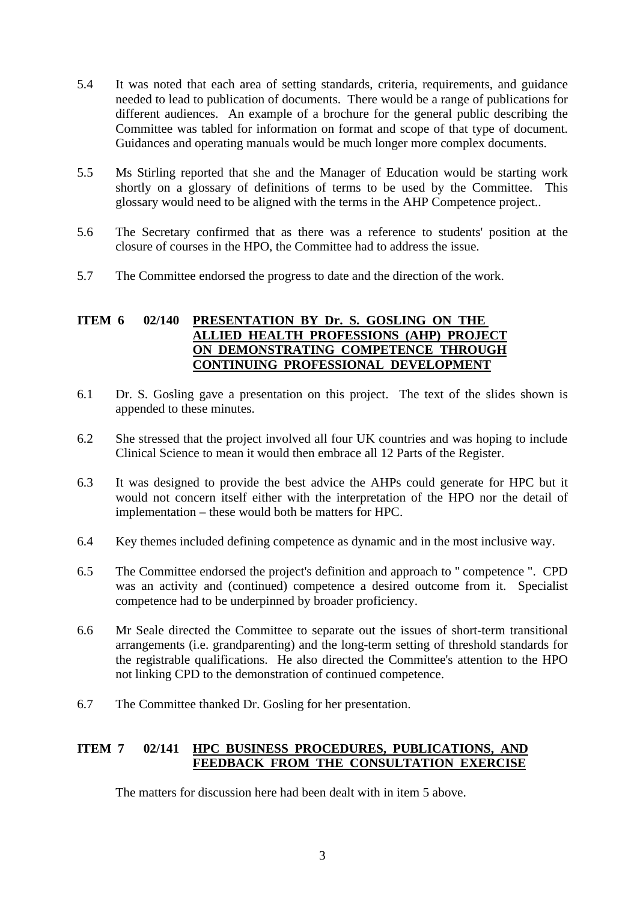5.4 It was noted that each area of setting standards, criteria, requirements, and guidance needed to lead to publication of documents. There would be a range of publications for different audiences. An example of a brochure for the general public describing the Committee was tabled for information on format and scope of that type of document. Guidances and operating manuals would be much longer more complex documents.

5.5 Ms Stirling reported that she and the Manager of Education would be starting work shortly on a glossary of definitions of terms to be used by the Committee. This glossary would need to be aligned with the terms in the AHP Competence project..

5.6 The Secretary confirmed that as there was a reference to students' position at the closure of courses in the HPO, the Committee had to address the issue.

5.7 The Committee endorsed the progress to date and the direction of the work.

**ITEM 6 02/140 <u>PRESENTATION BY Dr. S. GOSLING ON THE ALLIED HEALTH PROFESSIONS (AHP) PROJECT ON DEMONSTRATING COMPETENCE THROUGH CONTINUING PROFESSIONAL DEVELOPMENT</u>**

6.1 Dr. S. Gosling gave a presentation on this project. The text of the slides shown is appended to these minutes.

6.2 She stressed that the project involved all four UK countries and was hoping to include Clinical Science to mean it would then embrace all 12 Parts of the Register.

6.3 It was designed to provide the best advice the AHPs could generate for HPC but it would not concern itself either with the interpretation of the HPO nor the detail of implementation – these would both be matters for HPC.

6.4 Key themes included defining competence as dynamic and in the most inclusive way.

6.5 The Committee endorsed the project's definition and approach to " competence ". CPD was an activity and (continued) competence a desired outcome from it. Specialist competence had to be underpinned by broader proficiency.

6.6 Mr Seale directed the Committee to separate out the issues of short-term transitional arrangements (i.e. grandparenting) and the long-term setting of threshold standards for the registrable qualifications. He also directed the Committee's attention to the HPO not linking CPD to the demonstration of continued competence.

6.7 The Committee thanked Dr. Gosling for her presentation.

**ITEM 7 02/141 <u>HPC BUSINESS PROCEDURES, PUBLICATIONS, AND FEEDBACK FROM THE CONSULTATION EXERCISE</u>**

The matters for discussion here had been dealt with in item 5 above.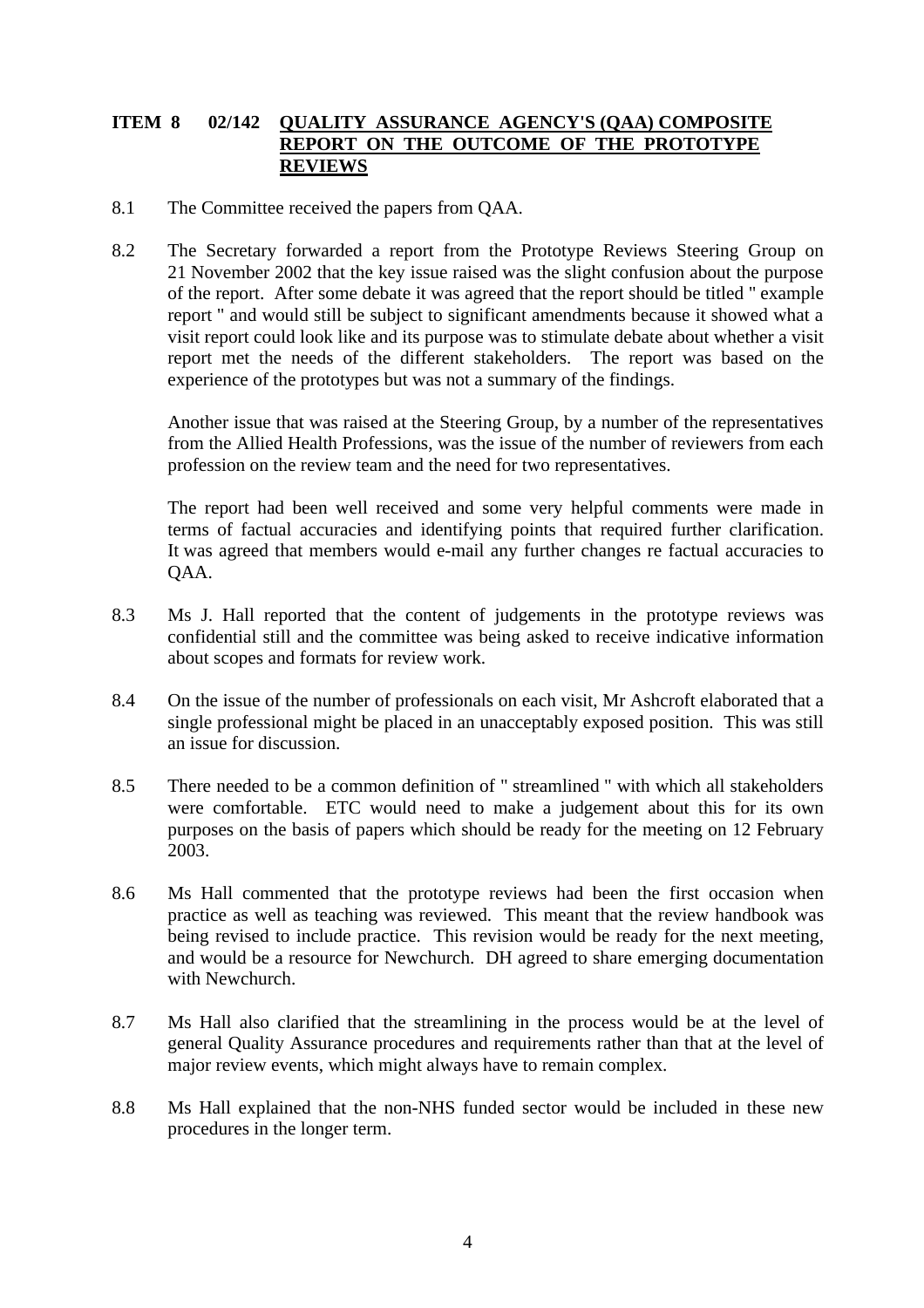**ITEM 8 02/142 QUALITY ASSURANCE AGENCY'S (QAA) COMPOSITE REPORT ON THE OUTCOME OF THE PROTOTYPE REVIEWS**

8.1 The Committee received the papers from QAA.

8.2 The Secretary forwarded a report from the Prototype Reviews Steering Group on 21 November 2002 that the key issue raised was the slight confusion about the purpose of the report. After some debate it was agreed that the report should be titled " example report " and would still be subject to significant amendments because it showed what a visit report could look like and its purpose was to stimulate debate about whether a visit report met the needs of the different stakeholders. The report was based on the experience of the prototypes but was not a summary of the findings.

Another issue that was raised at the Steering Group, by a number of the representatives from the Allied Health Professions, was the issue of the number of reviewers from each profession on the review team and the need for two representatives.

The report had been well received and some very helpful comments were made in terms of factual accuracies and identifying points that required further clarification. It was agreed that members would e-mail any further changes re factual accuracies to QAA.

8.3 Ms J. Hall reported that the content of judgements in the prototype reviews was confidential still and the committee was being asked to receive indicative information about scopes and formats for review work.

8.4 On the issue of the number of professionals on each visit, Mr Ashcroft elaborated that a single professional might be placed in an unacceptably exposed position. This was still an issue for discussion.

8.5 There needed to be a common definition of " streamlined " with which all stakeholders were comfortable. ETC would need to make a judgement about this for its own purposes on the basis of papers which should be ready for the meeting on 12 February 2003.

8.6 Ms Hall commented that the prototype reviews had been the first occasion when practice as well as teaching was reviewed. This meant that the review handbook was being revised to include practice. This revision would be ready for the next meeting, and would be a resource for Newchurch. DH agreed to share emerging documentation with Newchurch.

8.7 Ms Hall also clarified that the streamlining in the process would be at the level of general Quality Assurance procedures and requirements rather than that at the level of major review events, which might always have to remain complex.

8.8 Ms Hall explained that the non-NHS funded sector would be included in these new procedures in the longer term.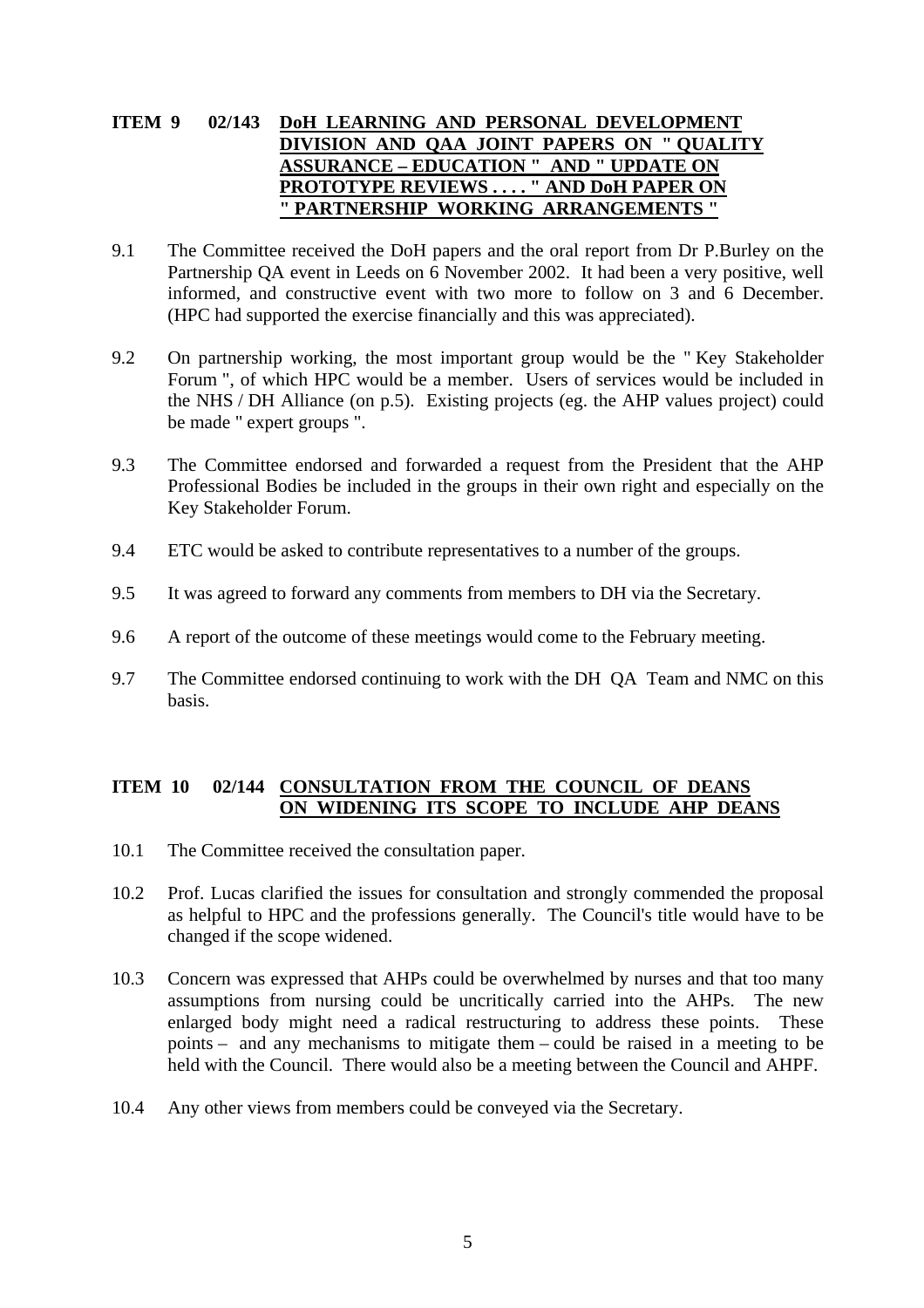**ITEM 9 02/143 DoH LEARNING AND PERSONAL DEVELOPMENT DIVISION AND QAA JOINT PAPERS ON " QUALITY ASSURANCE – EDUCATION " AND " UPDATE ON PROTOTYPE REVIEWS . . . . " AND DoH PAPER ON " PARTNERSHIP WORKING ARRANGEMENTS "**

9.1 The Committee received the DoH papers and the oral report from Dr P.Burley on the Partnership QA event in Leeds on 6 November 2002. It had been a very positive, well informed, and constructive event with two more to follow on 3 and 6 December. (HPC had supported the exercise financially and this was appreciated).

9.2 On partnership working, the most important group would be the " Key Stakeholder Forum ", of which HPC would be a member. Users of services would be included in the NHS / DH Alliance (on p.5). Existing projects (eg. the AHP values project) could be made " expert groups ".

9.3 The Committee endorsed and forwarded a request from the President that the AHP Professional Bodies be included in the groups in their own right and especially on the Key Stakeholder Forum.

9.4 ETC would be asked to contribute representatives to a number of the groups.

9.5 It was agreed to forward any comments from members to DH via the Secretary.

9.6 A report of the outcome of these meetings would come to the February meeting.

9.7 The Committee endorsed continuing to work with the DH QA Team and NMC on this basis.

**ITEM 10 02/144 CONSULTATION FROM THE COUNCIL OF DEANS ON WIDENING ITS SCOPE TO INCLUDE AHP DEANS**

10.1 The Committee received the consultation paper.

10.2 Prof. Lucas clarified the issues for consultation and strongly commended the proposal as helpful to HPC and the professions generally. The Council's title would have to be changed if the scope widened.

10.3 Concern was expressed that AHPs could be overwhelmed by nurses and that too many assumptions from nursing could be uncritically carried into the AHPs. The new enlarged body might need a radical restructuring to address these points. These points – and any mechanisms to mitigate them – could be raised in a meeting to be held with the Council. There would also be a meeting between the Council and AHPF.

10.4 Any other views from members could be conveyed via the Secretary.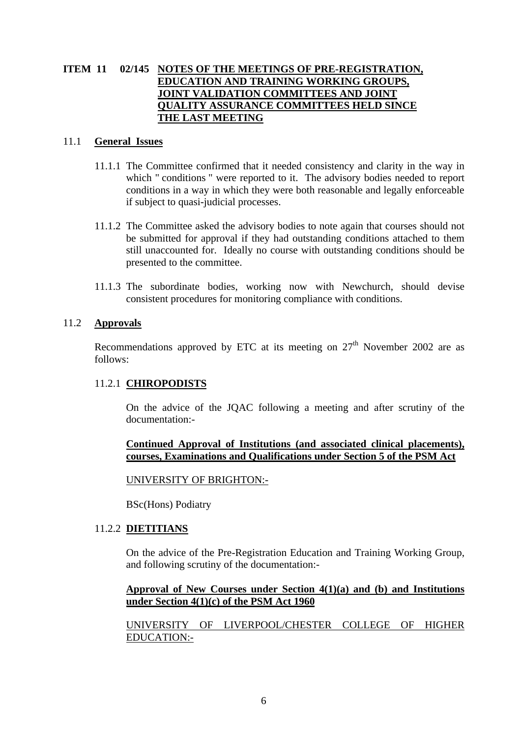**ITEM 11 02/145 NOTES OF THE MEETINGS OF PRE-REGISTRATION, EDUCATION AND TRAINING WORKING GROUPS, JOINT VALIDATION COMMITTEES AND JOINT QUALITY ASSURANCE COMMITTEES HELD SINCE THE LAST MEETING**

11.1 **General Issues**

11.1.1 The Committee confirmed that it needed consistency and clarity in the way in which " conditions " were reported to it. The advisory bodies needed to report conditions in a way in which they were both reasonable and legally enforceable if subject to quasi-judicial processes.

11.1.2 The Committee asked the advisory bodies to note again that courses should not be submitted for approval if they had outstanding conditions attached to them still unaccounted for. Ideally no course with outstanding conditions should be presented to the committee.

11.1.3 The subordinate bodies, working now with Newchurch, should devise consistent procedures for monitoring compliance with conditions.

11.2 **Approvals**

Recommendations approved by ETC at its meeting on 27th November 2002 are as follows:

11.2.1 **CHIROPODISTS**

On the advice of the JQAC following a meeting and after scrutiny of the documentation:-

**Continued Approval of Institutions (and associated clinical placements), courses, Examinations and Qualifications under Section 5 of the PSM Act**

UNIVERSITY OF BRIGHTON:-

BSc(Hons) Podiatry

11.2.2 **DIETITIANS**

On the advice of the Pre-Registration Education and Training Working Group, and following scrutiny of the documentation:-

**Approval of New Courses under Section 4(1)(a) and (b) and Institutions under Section 4(1)(c) of the PSM Act 1960**

UNIVERSITY OF LIVERPOOL/CHESTER COLLEGE OF HIGHER EDUCATION:-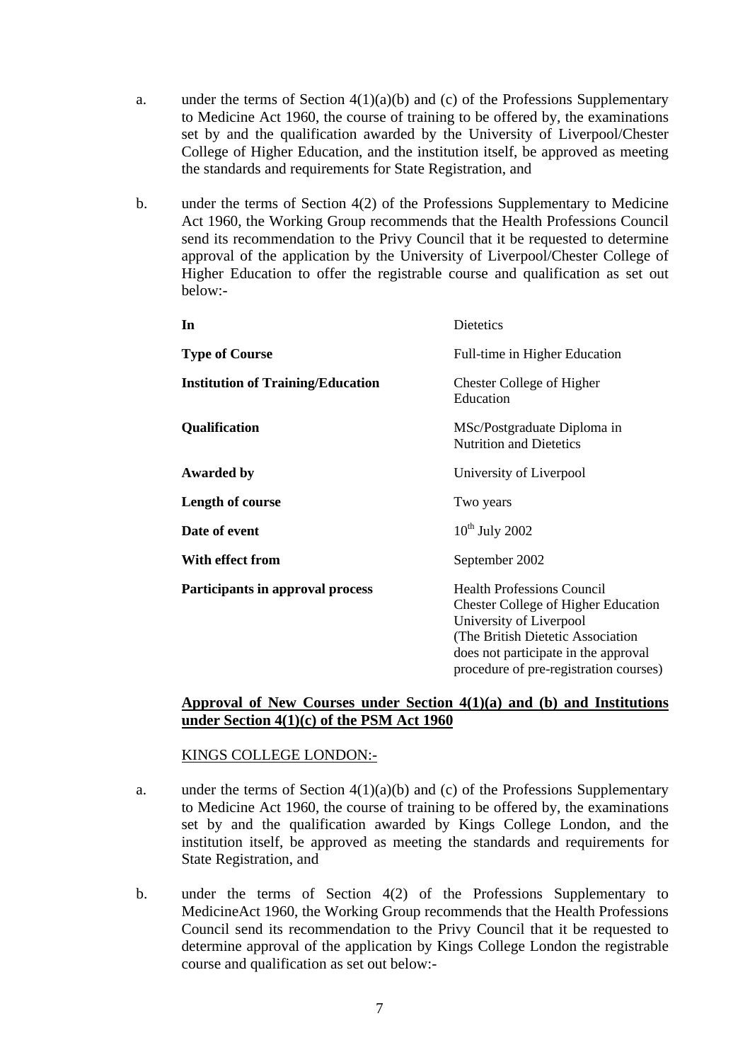a. under the terms of Section 4(1)(a)(b) and (c) of the Professions Supplementary to Medicine Act 1960, the course of training to be offered by, the examinations set by and the qualification awarded by the University of Liverpool/Chester College of Higher Education, and the institution itself, be approved as meeting the standards and requirements for State Registration, and

b. under the terms of Section 4(2) of the Professions Supplementary to Medicine Act 1960, the Working Group recommends that the Health Professions Council send its recommendation to the Privy Council that it be requested to determine approval of the application by the University of Liverpool/Chester College of Higher Education to offer the registrable course and qualification as set out below:-

| | |
|---|---|
| **In** | Dietetics |
| **Type of Course** | Full-time in Higher Education |
| **Institution of Training/Education** | Chester College of Higher Education |
| **Qualification** | MSc/Postgraduate Diploma in Nutrition and Dietetics |
| **Awarded by** | University of Liverpool |
| **Length of course** | Two years |
| **Date of event** | 10th July 2002 |
| **With effect from** | September 2002 |
| **Participants in approval process** | Health Professions Council<br>Chester College of Higher Education<br>University of Liverpool<br>(The British Dietetic Association does not participate in the approval procedure of pre-registration courses) |

**Approval of New Courses under Section 4(1)(a) and (b) and Institutions under Section 4(1)(c) of the PSM Act 1960**

KINGS COLLEGE LONDON:-

a. under the terms of Section 4(1)(a)(b) and (c) of the Professions Supplementary to Medicine Act 1960, the course of training to be offered by, the examinations set by and the qualification awarded by Kings College London, and the institution itself, be approved as meeting the standards and requirements for State Registration, and

b. under the terms of Section 4(2) of the Professions Supplementary to MedicineAct 1960, the Working Group recommends that the Health Professions Council send its recommendation to the Privy Council that it be requested to determine approval of the application by Kings College London the registrable course and qualification as set out below:-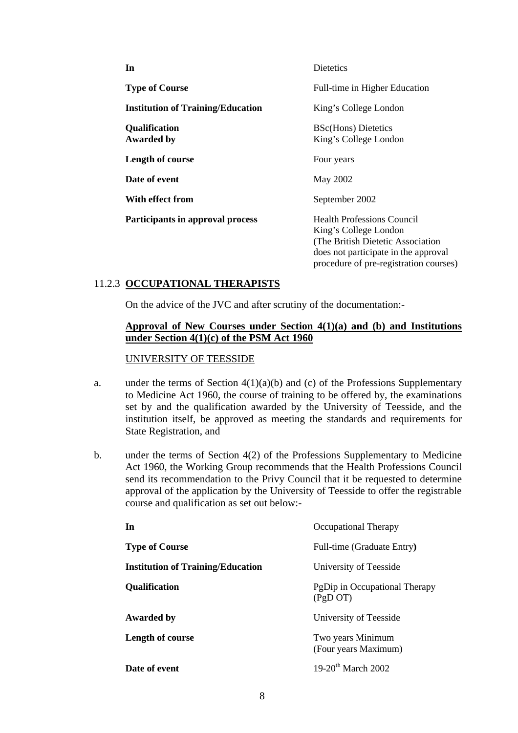| | |
|---|---|
| **In** | Dietetics |
| **Type of Course** | Full-time in Higher Education |
| **Institution of Training/Education** | King's College London |
| **Qualification** | BSc(Hons) Dietetics |
| **Awarded by** | King's College London |
| **Length of course** | Four years |
| **Date of event** | May 2002 |
| **With effect from** | September 2002 |
| **Participants in approval process** | Health Professions Council<br>King's College London<br>(The British Dietetic Association does not participate in the approval procedure of pre-registration courses) |

### 11.2.3 <u>OCCUPATIONAL THERAPISTS</u>

On the advice of the JVC and after scrutiny of the documentation:-

**<u>Approval of New Courses under Section 4(1)(a) and (b) and Institutions under Section 4(1)(c) of the PSM Act 1960</u>**

<u>UNIVERSITY OF TEESSIDE</u>

a. under the terms of Section 4(1)(a)(b) and (c) of the Professions Supplementary to Medicine Act 1960, the course of training to be offered by, the examinations set by and the qualification awarded by the University of Teesside, and the institution itself, be approved as meeting the standards and requirements for State Registration, and

b. under the terms of Section 4(2) of the Professions Supplementary to Medicine Act 1960, the Working Group recommends that the Health Professions Council send its recommendation to the Privy Council that it be requested to determine approval of the application by the University of Teesside to offer the registrable course and qualification as set out below:-

| | |
|---|---|
| **In** | Occupational Therapy |
| **Type of Course** | Full-time (Graduate Entry**)** |
| **Institution of Training/Education** | University of Teesside |
| **Qualification** | PgDip in Occupational Therapy (PgD OT) |
| **Awarded by** | University of Teesside |
| **Length of course** | Two years Minimum<br>(Four years Maximum) |
| **Date of event** | 19-20th March 2002 |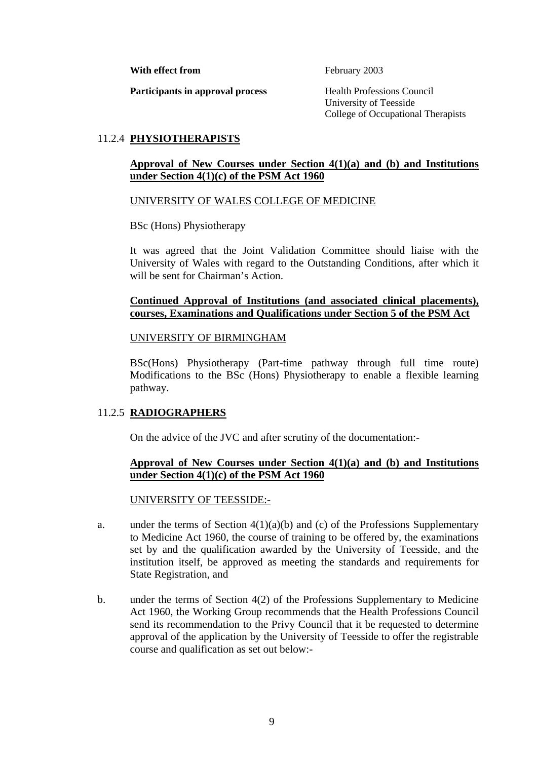**With effect from** February 2003

**Participants in approval process** Health Professions Council
University of Teesside
College of Occupational Therapists

11.2.4 **PHYSIOTHERAPISTS**

**Approval of New Courses under Section 4(1)(a) and (b) and Institutions under Section 4(1)(c) of the PSM Act 1960**

UNIVERSITY OF WALES COLLEGE OF MEDICINE

BSc (Hons) Physiotherapy

It was agreed that the Joint Validation Committee should liaise with the University of Wales with regard to the Outstanding Conditions, after which it will be sent for Chairman's Action.

**Continued Approval of Institutions (and associated clinical placements), courses, Examinations and Qualifications under Section 5 of the PSM Act**

UNIVERSITY OF BIRMINGHAM

BSc(Hons) Physiotherapy (Part-time pathway through full time route) Modifications to the BSc (Hons) Physiotherapy to enable a flexible learning pathway.

11.2.5 **RADIOGRAPHERS**

On the advice of the JVC and after scrutiny of the documentation:-

**Approval of New Courses under Section 4(1)(a) and (b) and Institutions under Section 4(1)(c) of the PSM Act 1960**

UNIVERSITY OF TEESSIDE:-

a. under the terms of Section 4(1)(a)(b) and (c) of the Professions Supplementary to Medicine Act 1960, the course of training to be offered by, the examinations set by and the qualification awarded by the University of Teesside, and the institution itself, be approved as meeting the standards and requirements for State Registration, and

b. under the terms of Section 4(2) of the Professions Supplementary to Medicine Act 1960, the Working Group recommends that the Health Professions Council send its recommendation to the Privy Council that it be requested to determine approval of the application by the University of Teesside to offer the registrable course and qualification as set out below:-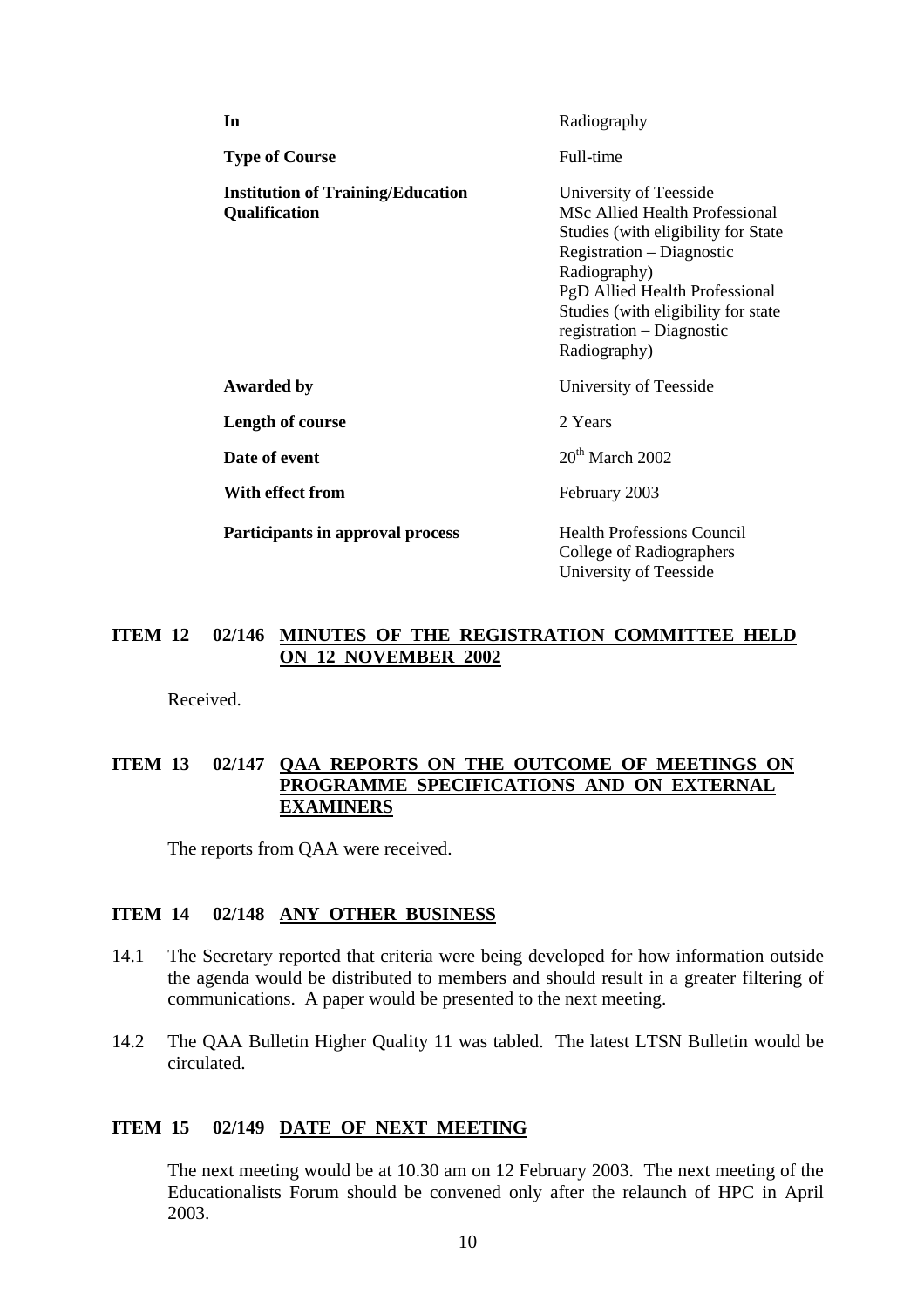| | |
|---|---|
| **In** | Radiography |
| **Type of Course** | Full-time |
| **Institution of Training/Education Qualification** | University of Teesside<br>MSc Allied Health Professional Studies (with eligibility for State Registration – Diagnostic Radiography)<br>PgD Allied Health Professional Studies (with eligibility for state registration – Diagnostic Radiography) |
| **Awarded by** | University of Teesside |
| **Length of course** | 2 Years |
| **Date of event** | 20th March 2002 |
| **With effect from** | February 2003 |
| **Participants in approval process** | Health Professions Council<br>College of Radiographers<br>University of Teesside |

## ITEM 12 02/146 MINUTES OF THE REGISTRATION COMMITTEE HELD ON 12 NOVEMBER 2002

Received.

## ITEM 13 02/147 QAA REPORTS ON THE OUTCOME OF MEETINGS ON PROGRAMME SPECIFICATIONS AND ON EXTERNAL EXAMINERS

The reports from QAA were received.

## ITEM 14 02/148 ANY OTHER BUSINESS

14.1 The Secretary reported that criteria were being developed for how information outside the agenda would be distributed to members and should result in a greater filtering of communications. A paper would be presented to the next meeting.

14.2 The QAA Bulletin Higher Quality 11 was tabled. The latest LTSN Bulletin would be circulated.

## ITEM 15 02/149 DATE OF NEXT MEETING

The next meeting would be at 10.30 am on 12 February 2003. The next meeting of the Educationalists Forum should be convened only after the relaunch of HPC in April 2003.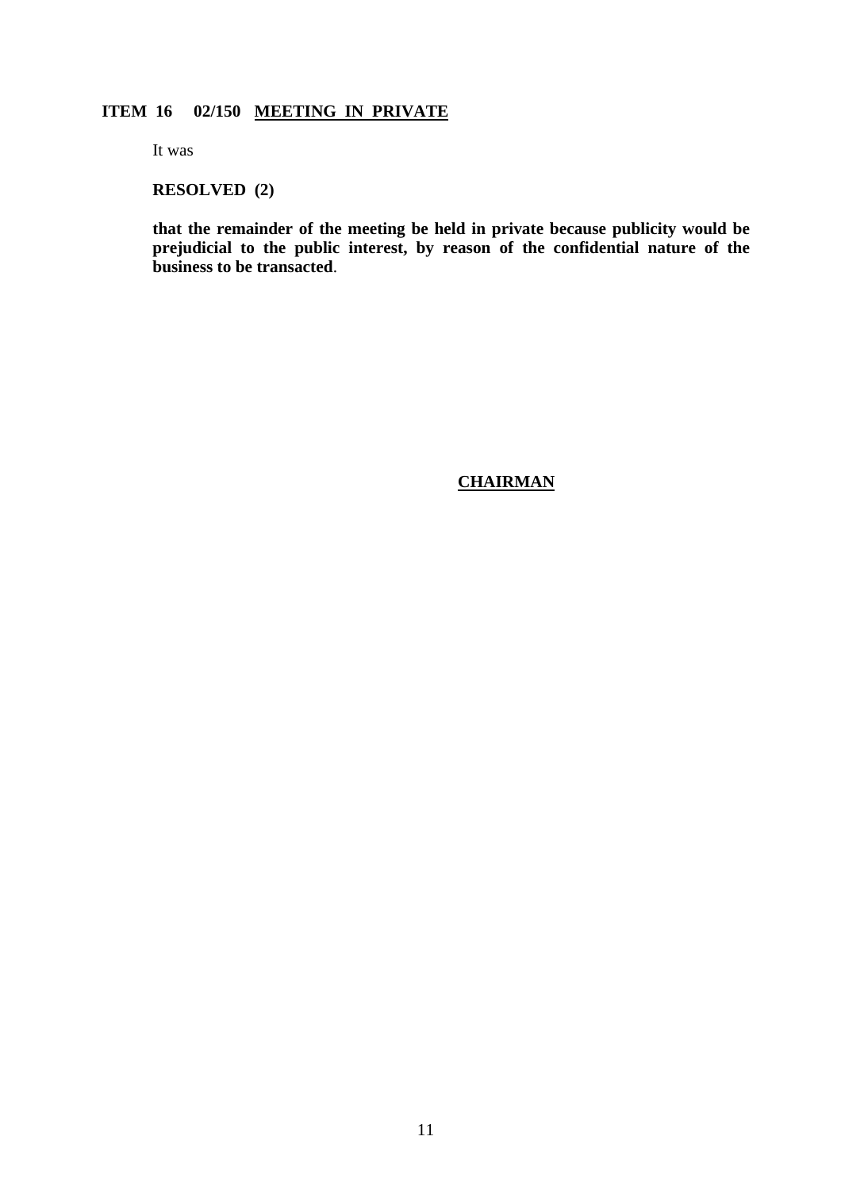**ITEM 16 02/150 <u>MEETING IN PRIVATE</u>**

It was

**RESOLVED (2)**

**that the remainder of the meeting be held in private because publicity would be prejudicial to the public interest, by reason of the confidential nature of the business to be transacted**.

**<u>CHAIRMAN</u>**